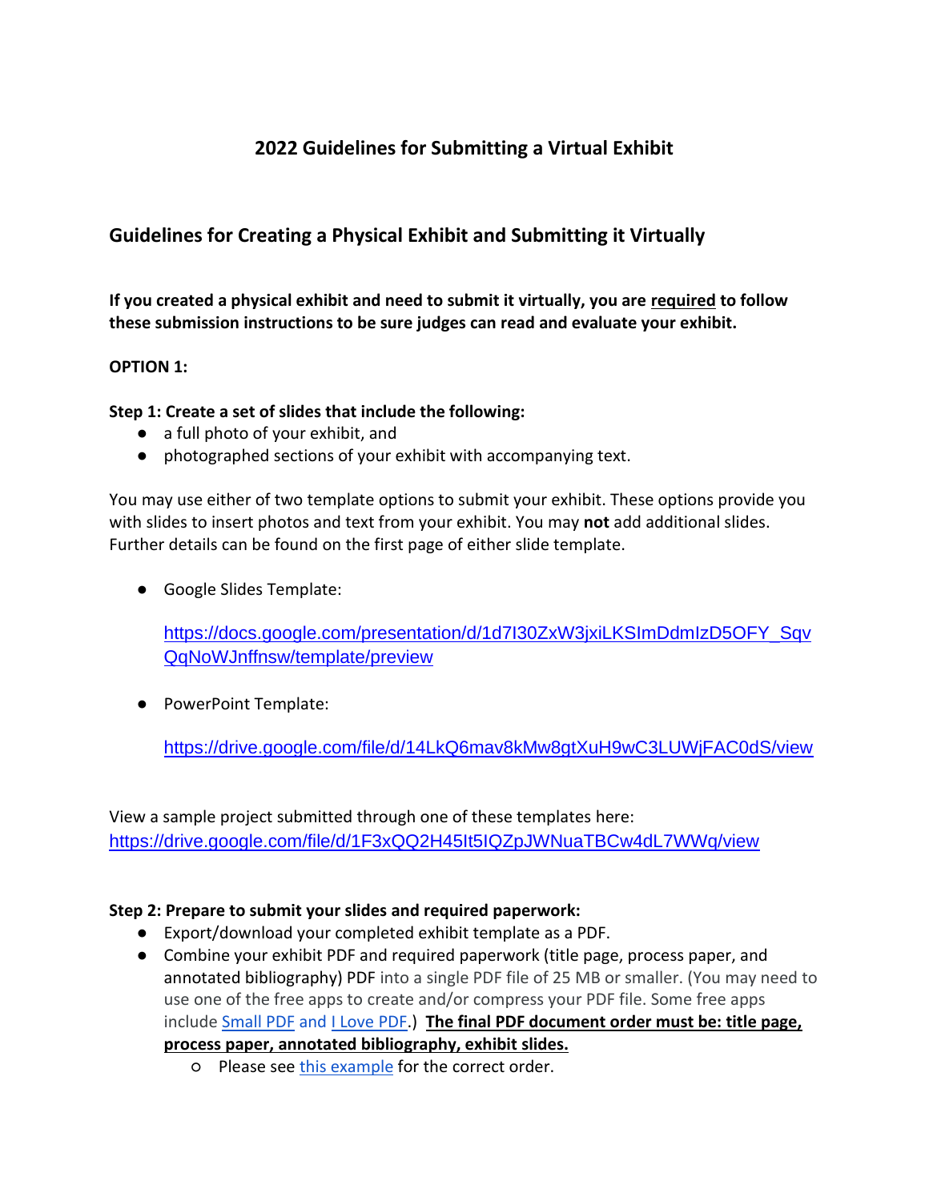# 2022 Guidelines for Submitting a Virtual Exhibit

## Guidelines for Creating a Physical Exhibit and Submitting it Virtually

**If you created a physical exhibit and need to submit it virtually, you are required to follow these submission instructions to be sure judges can read and evaluate your exhibit.**

**OPTION 1:**

**Step 1: Create a set of slides that include the following:**

- a full photo of your exhibit, and
- photographed sections of your exhibit with accompanying text.

You may use either of two template options to submit your exhibit. These options provide you with slides to insert photos and text from your exhibit. You may **not** add additional slides. Further details can be found on the first page of either slide template.

- Google Slides Template:

  https://docs.google.com/presentation/d/1d7I30ZxW3jxiLKSImDdmIzD5OFY_SqvQqNoWJnffnsw/template/preview

- PowerPoint Template:

  https://drive.google.com/file/d/14LkQ6mav8kMw8gtXuH9wC3LUWjFAC0dS/view

View a sample project submitted through one of these templates here:
https://drive.google.com/file/d/1F3xQQ2H45It5IQZpJWNuaTBCw4dL7WWq/view

**Step 2: Prepare to submit your slides and required paperwork:**

- Export/download your completed exhibit template as a PDF.
- Combine your exhibit PDF and required paperwork (title page, process paper, and annotated bibliography) PDF into a single PDF file of 25 MB or smaller. (You may need to use one of the free apps to create and/or compress your PDF file. Some free apps include Small PDF and I Love PDF.) **The final PDF document order must be: title page, process paper, annotated bibliography, exhibit slides.**
  - Please see this example for the correct order.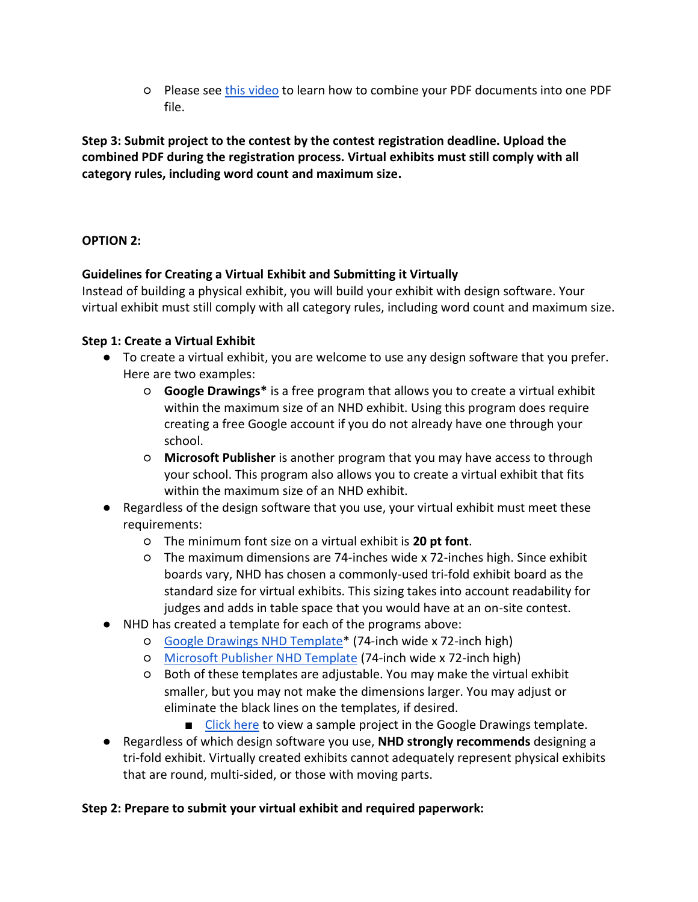- Please see [this video] to learn how to combine your PDF documents into one PDF file.

**Step 3: Submit project to the contest by the contest registration deadline. Upload the combined PDF during the registration process. Virtual exhibits must still comply with all category rules, including word count and maximum size.**

**OPTION 2:**

**Guidelines for Creating a Virtual Exhibit and Submitting it Virtually**

Instead of building a physical exhibit, you will build your exhibit with design software. Your virtual exhibit must still comply with all category rules, including word count and maximum size.

**Step 1: Create a Virtual Exhibit**

- To create a virtual exhibit, you are welcome to use any design software that you prefer. Here are two examples:
    - **Google Drawings*** is a free program that allows you to create a virtual exhibit within the maximum size of an NHD exhibit. Using this program does require creating a free Google account if you do not already have one through your school.
    - **Microsoft Publisher** is another program that you may have access to through your school. This program also allows you to create a virtual exhibit that fits within the maximum size of an NHD exhibit.
- Regardless of the design software that you use, your virtual exhibit must meet these requirements:
    - The minimum font size on a virtual exhibit is **20 pt font**.
    - The maximum dimensions are 74-inches wide x 72-inches high. Since exhibit boards vary, NHD has chosen a commonly-used tri-fold exhibit board as the standard size for virtual exhibits. This sizing takes into account readability for judges and adds in table space that you would have at an on-site contest.
- NHD has created a template for each of the programs above:
    - [Google Drawings NHD Template]* (74-inch wide x 72-inch high)
    - [Microsoft Publisher NHD Template] (74-inch wide x 72-inch high)
    - Both of these templates are adjustable. You may make the virtual exhibit smaller, but you may not make the dimensions larger. You may adjust or eliminate the black lines on the templates, if desired.
        - [Click here] to view a sample project in the Google Drawings template.
- Regardless of which design software you use, **NHD strongly recommends** designing a tri-fold exhibit. Virtually created exhibits cannot adequately represent physical exhibits that are round, multi-sided, or those with moving parts.

**Step 2: Prepare to submit your virtual exhibit and required paperwork:**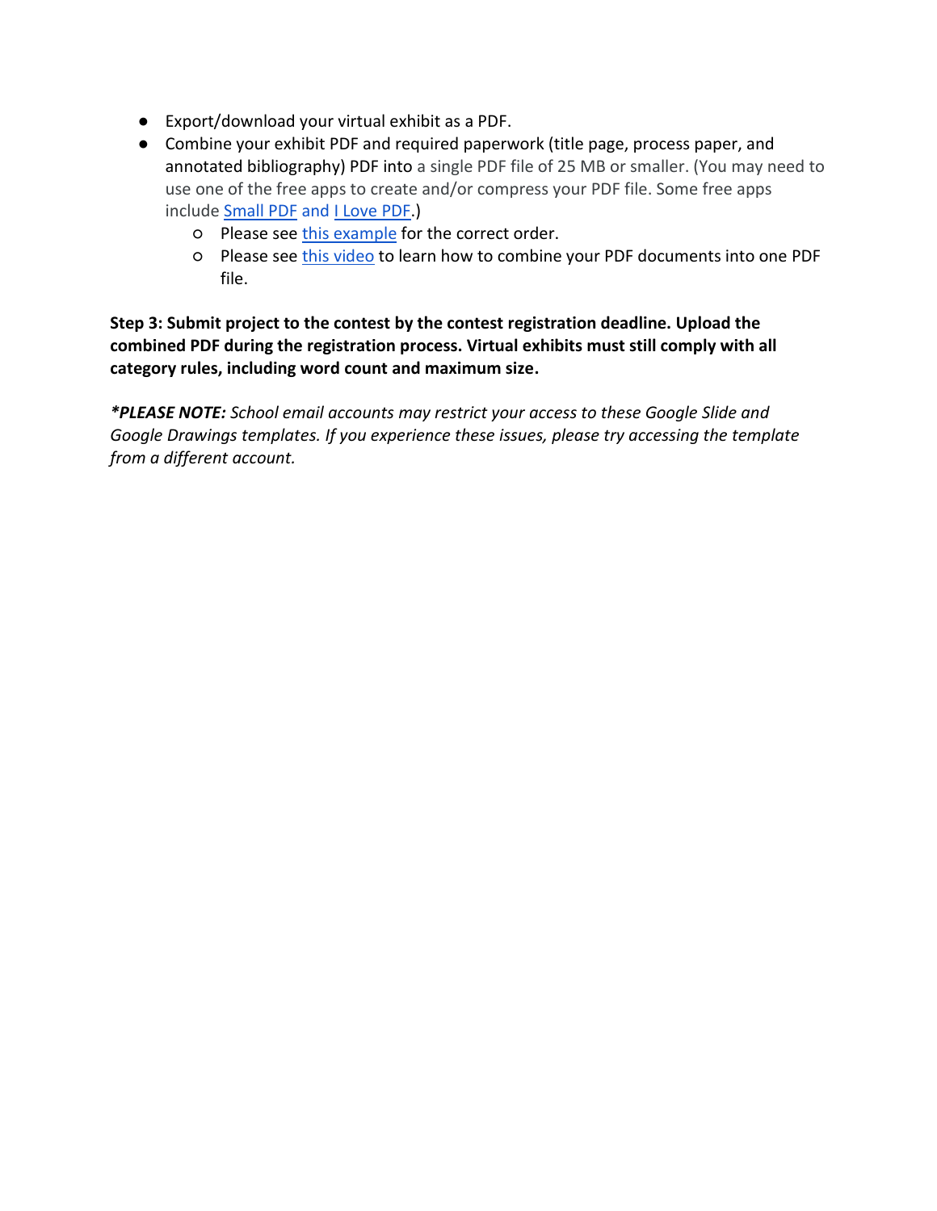- Export/download your virtual exhibit as a PDF.
- Combine your exhibit PDF and required paperwork (title page, process paper, and annotated bibliography) PDF into a single PDF file of 25 MB or smaller. (You may need to use one of the free apps to create and/or compress your PDF file. Some free apps include Small PDF and I Love PDF.)
  - Please see this example for the correct order.
  - Please see this video to learn how to combine your PDF documents into one PDF file.

**Step 3: Submit project to the contest by the contest registration deadline. Upload the combined PDF during the registration process. Virtual exhibits must still comply with all category rules, including word count and maximum size.**

***PLEASE NOTE:** School email accounts may restrict your access to these Google Slide and Google Drawings templates. If you experience these issues, please try accessing the template from a different account.*